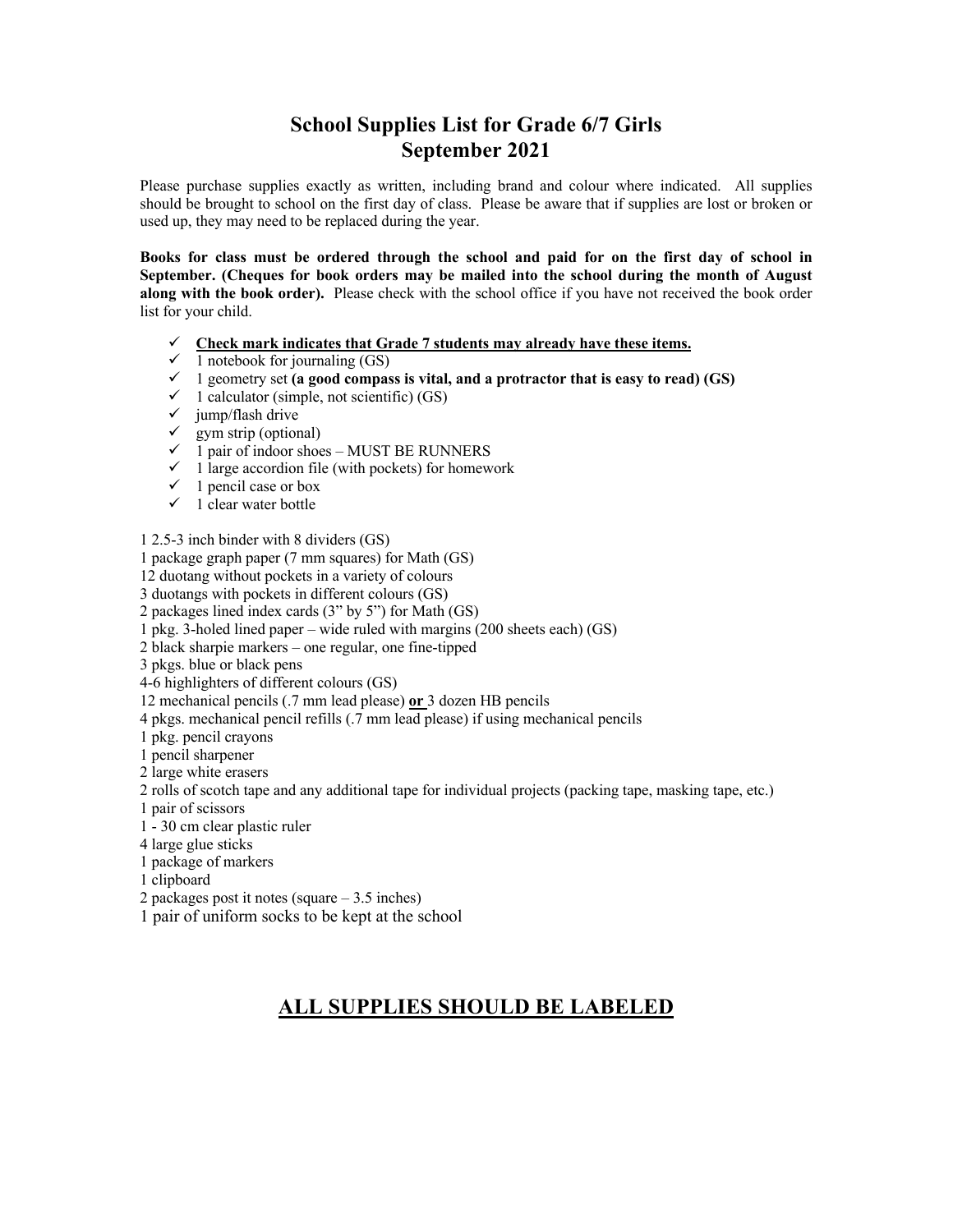# School Supplies List for Grade 6/7 Girls
# September 2021

Please purchase supplies exactly as written, including brand and colour where indicated. All supplies should be brought to school on the first day of class. Please be aware that if supplies are lost or broken or used up, they may need to be replaced during the year.

**Books for class must be ordered through the school and paid for on the first day of school in September. (Cheques for book orders may be mailed into the school during the month of August along with the book order).** Please check with the school office if you have not received the book order list for your child.

- ✓ **<u>Check mark indicates that Grade 7 students may already have these items.</u>**
- ✓ 1 notebook for journaling (GS)
- ✓ 1 geometry set **(a good compass is vital, and a protractor that is easy to read) (GS)**
- ✓ 1 calculator (simple, not scientific) (GS)
- ✓ jump/flash drive
- ✓ gym strip (optional)
- ✓ 1 pair of indoor shoes – MUST BE RUNNERS
- ✓ 1 large accordion file (with pockets) for homework
- ✓ 1 pencil case or box
- ✓ 1 clear water bottle

1 2.5-3 inch binder with 8 dividers (GS)
1 package graph paper (7 mm squares) for Math (GS)
12 duotang without pockets in a variety of colours
3 duotangs with pockets in different colours (GS)
2 packages lined index cards (3" by 5") for Math (GS)
1 pkg. 3-holed lined paper – wide ruled with margins (200 sheets each) (GS)
2 black sharpie markers – one regular, one fine-tipped
3 pkgs. blue or black pens
4-6 highlighters of different colours (GS)
12 mechanical pencils (.7 mm lead please) **<u>or</u>** 3 dozen HB pencils
4 pkgs. mechanical pencil refills (.7 mm lead please) if using mechanical pencils
1 pkg. pencil crayons
1 pencil sharpener
2 large white erasers
2 rolls of scotch tape and any additional tape for individual projects (packing tape, masking tape, etc.)
1 pair of scissors
1 - 30 cm clear plastic ruler
4 large glue sticks
1 package of markers
1 clipboard
2 packages post it notes (square – 3.5 inches)
1 pair of uniform socks to be kept at the school

## <u>ALL SUPPLIES SHOULD BE LABELED</u>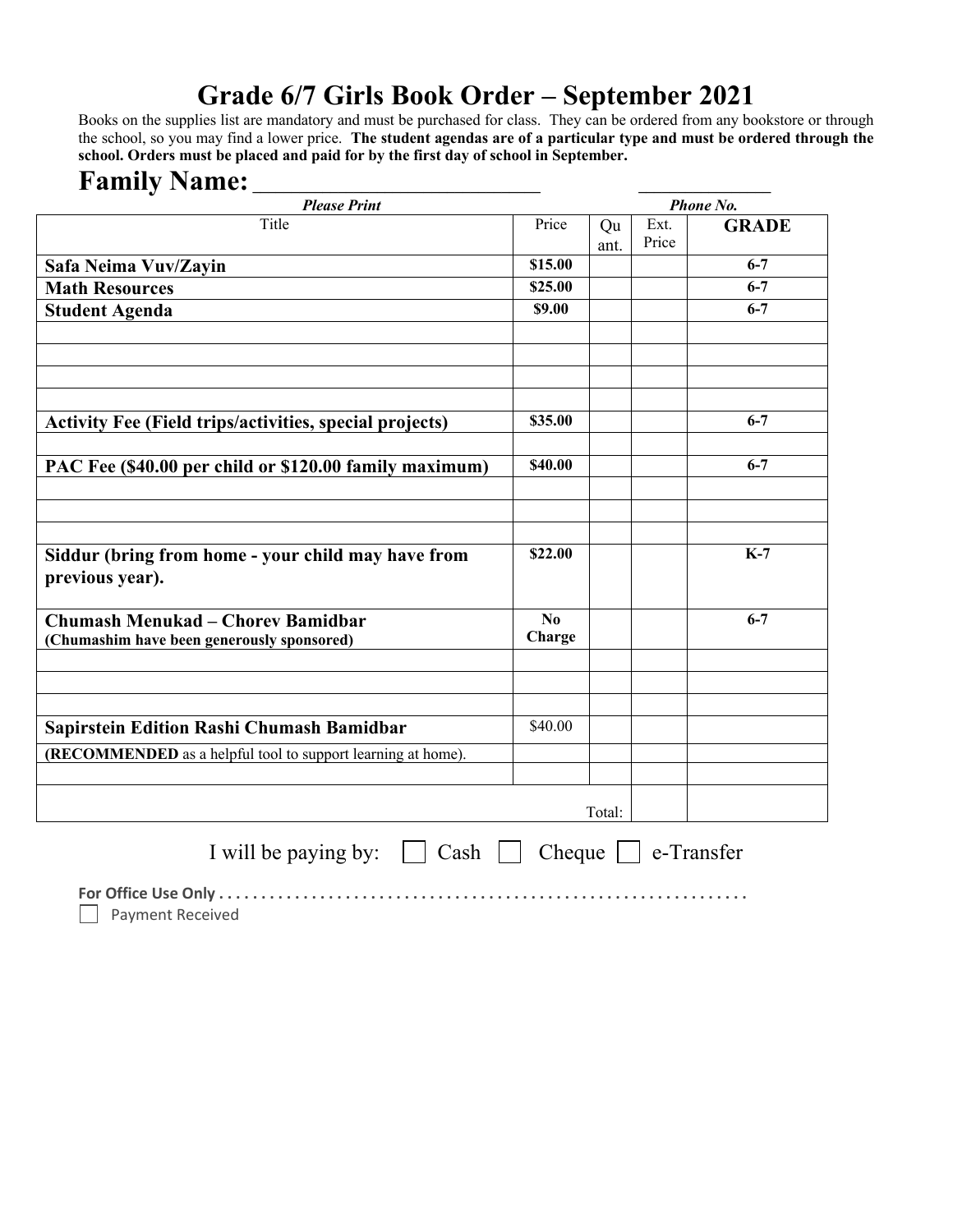# Grade 6/7 Girls Book Order – September 2021

Books on the supplies list are mandatory and must be purchased for class. They can be ordered from any bookstore or through the school, so you may find a lower price. **The student agendas are of a particular type and must be ordered through the school. Orders must be placed and paid for by the first day of school in September.**

## Family Name: ________________________ ______________

*Please Print* *Phone No.*

| Title | Price | Quant. | Ext. Price | GRADE |
|---|---|---|---|---|
| **Safa Neima Vuv/Zayin** | **$15.00** | | | **6-7** |
| **Math Resources** | **$25.00** | | | **6-7** |
| **Student Agenda** | **$9.00** | | | **6-7** |
| | | | | |
| | | | | |
| | | | | |
| | | | | |
| **Activity Fee (Field trips/activities, special projects)** | **$35.00** | | | **6-7** |
| | | | | |
| **PAC Fee ($40.00 per child or $120.00 family maximum)** | **$40.00** | | | **6-7** |
| | | | | |
| | | | | |
| | | | | |
| **Siddur (bring from home - your child may have from previous year).** | **$22.00** | | | **K-7** |
| **Chumash Menukad – Chorev Bamidbar** **(Chumashim have been generously sponsored)** | **No Charge** | | | **6-7** |
| | | | | |
| | | | | |
| | | | | |
| **Sapirstein Edition Rashi Chumash Bamidbar** | $40.00 | | | |
| **(RECOMMENDED** as a helpful tool to support learning at home). | | | | |
| | | | | |
| | | Total: | | |

I will be paying by: ☐ Cash ☐ Cheque ☐ e-Transfer

**For Office Use Only** . . . . . . . . . . . . . . . . . . . . . . . . . . . . . . . . . . . . . . . . . . . . . . . . . . . . . . . . . . . .

☐ Payment Received